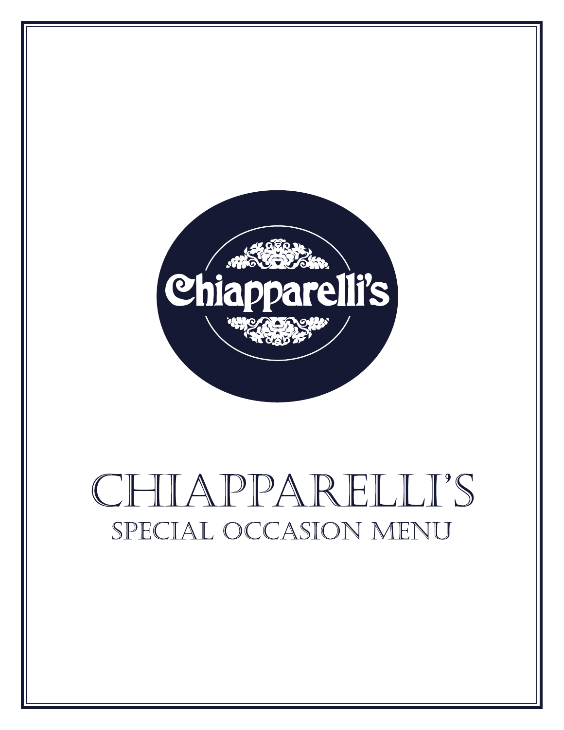Chiapparelli's

# CHIAPPARELLI'S

## SPECIAL OCCASION MENU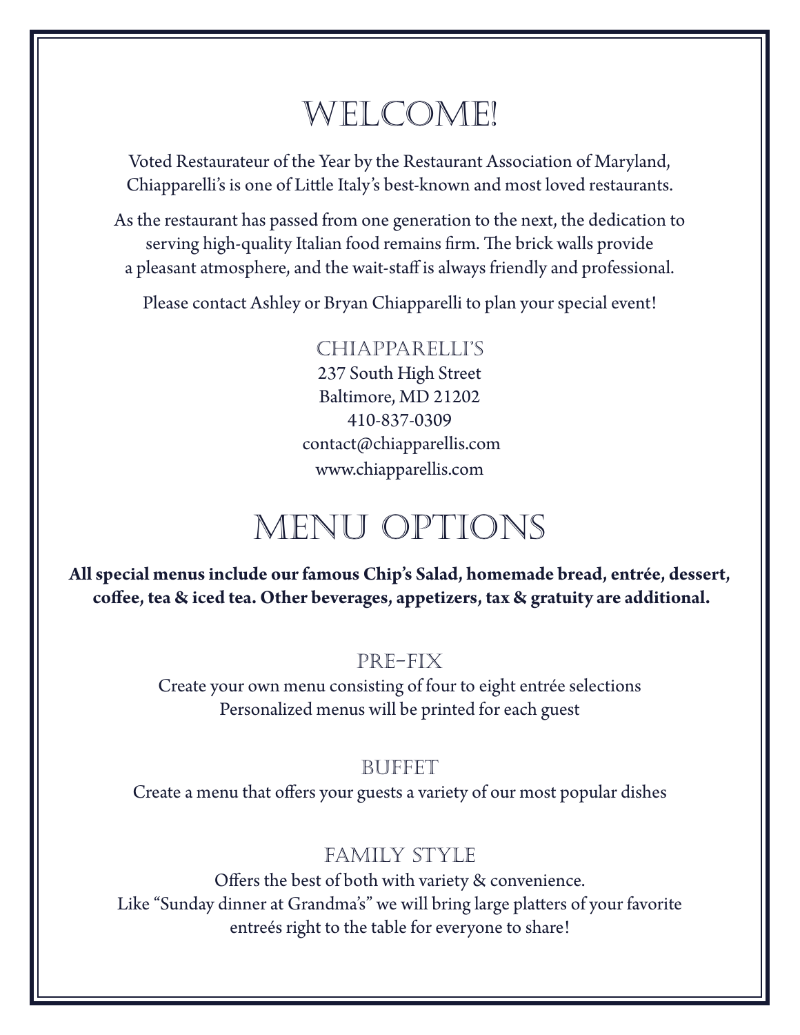# WELCOME!

Voted Restaurateur of the Year by the Restaurant Association of Maryland, Chiapparelli's is one of Little Italy's best-known and most loved restaurants.

As the restaurant has passed from one generation to the next, the dedication to serving high-quality Italian food remains firm. The brick walls provide a pleasant atmosphere, and the wait-staff is always friendly and professional.

Please contact Ashley or Bryan Chiapparelli to plan your special event!

### CHIAPPARELLI'S

237 South High Street
Baltimore, MD 21202
410-837-0309
contact@chiapparellis.com
www.chiapparellis.com

# MENU OPTIONS

**All special menus include our famous Chip's Salad, homemade bread, entrée, dessert, coffee, tea & iced tea. Other beverages, appetizers, tax & gratuity are additional.**

### PRE-FIX

Create your own menu consisting of four to eight entrée selections
Personalized menus will be printed for each guest

### BUFFET

Create a menu that offers your guests a variety of our most popular dishes

### FAMILY STYLE

Offers the best of both with variety & convenience.
Like "Sunday dinner at Grandma's" we will bring large platters of your favorite entreés right to the table for everyone to share!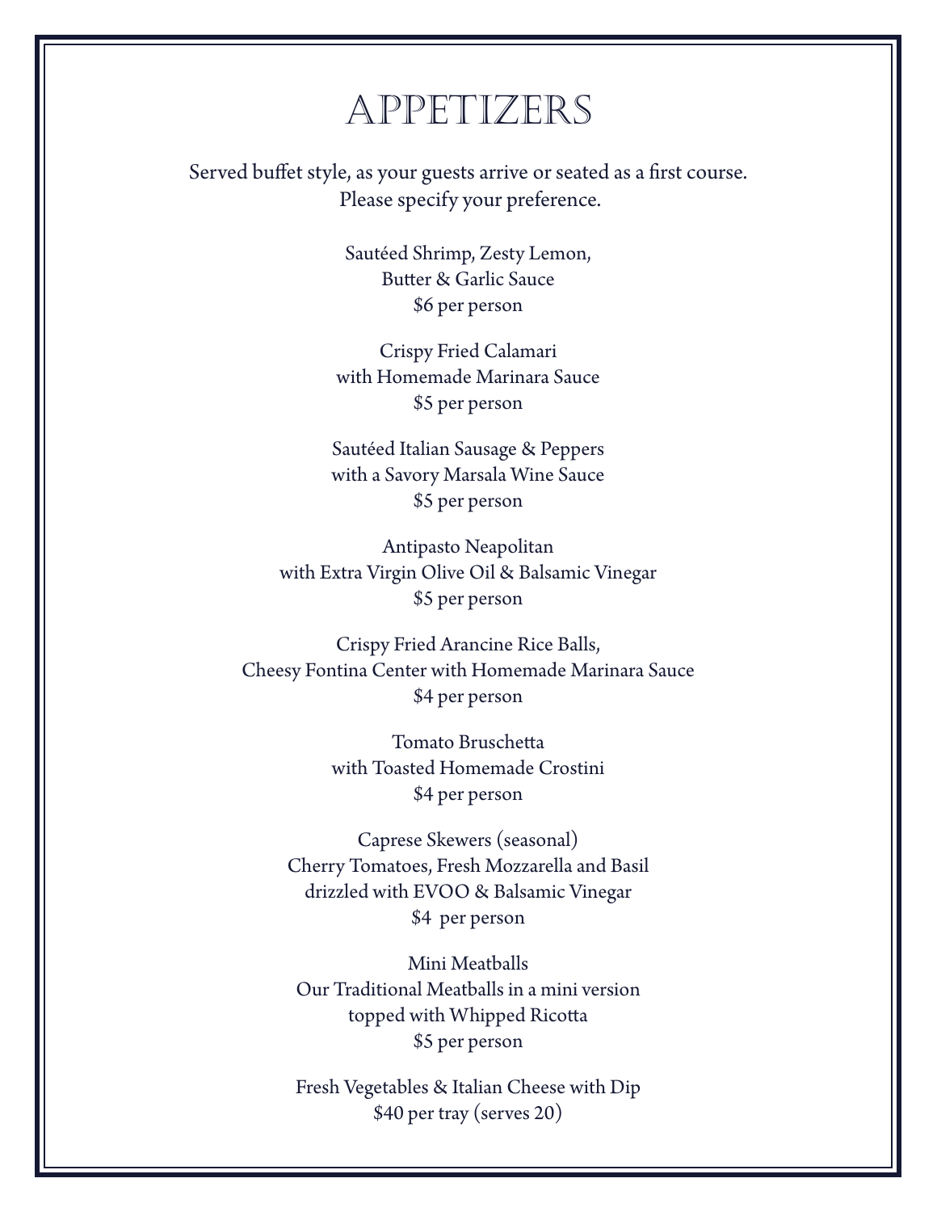# APPETIZERS

Served buffet style, as your guests arrive or seated as a first course.
Please specify your preference.

Sautéed Shrimp, Zesty Lemon,
Butter & Garlic Sauce
$6 per person

Crispy Fried Calamari
with Homemade Marinara Sauce
$5 per person

Sautéed Italian Sausage & Peppers
with a Savory Marsala Wine Sauce
$5 per person

Antipasto Neapolitan
with Extra Virgin Olive Oil & Balsamic Vinegar
$5 per person

Crispy Fried Arancine Rice Balls,
Cheesy Fontina Center with Homemade Marinara Sauce
$4 per person

Tomato Bruschetta
with Toasted Homemade Crostini
$4 per person

Caprese Skewers (seasonal)
Cherry Tomatoes, Fresh Mozzarella and Basil
drizzled with EVOO & Balsamic Vinegar
$4 per person

Mini Meatballs
Our Traditional Meatballs in a mini version
topped with Whipped Ricotta
$5 per person

Fresh Vegetables & Italian Cheese with Dip
$40 per tray (serves 20)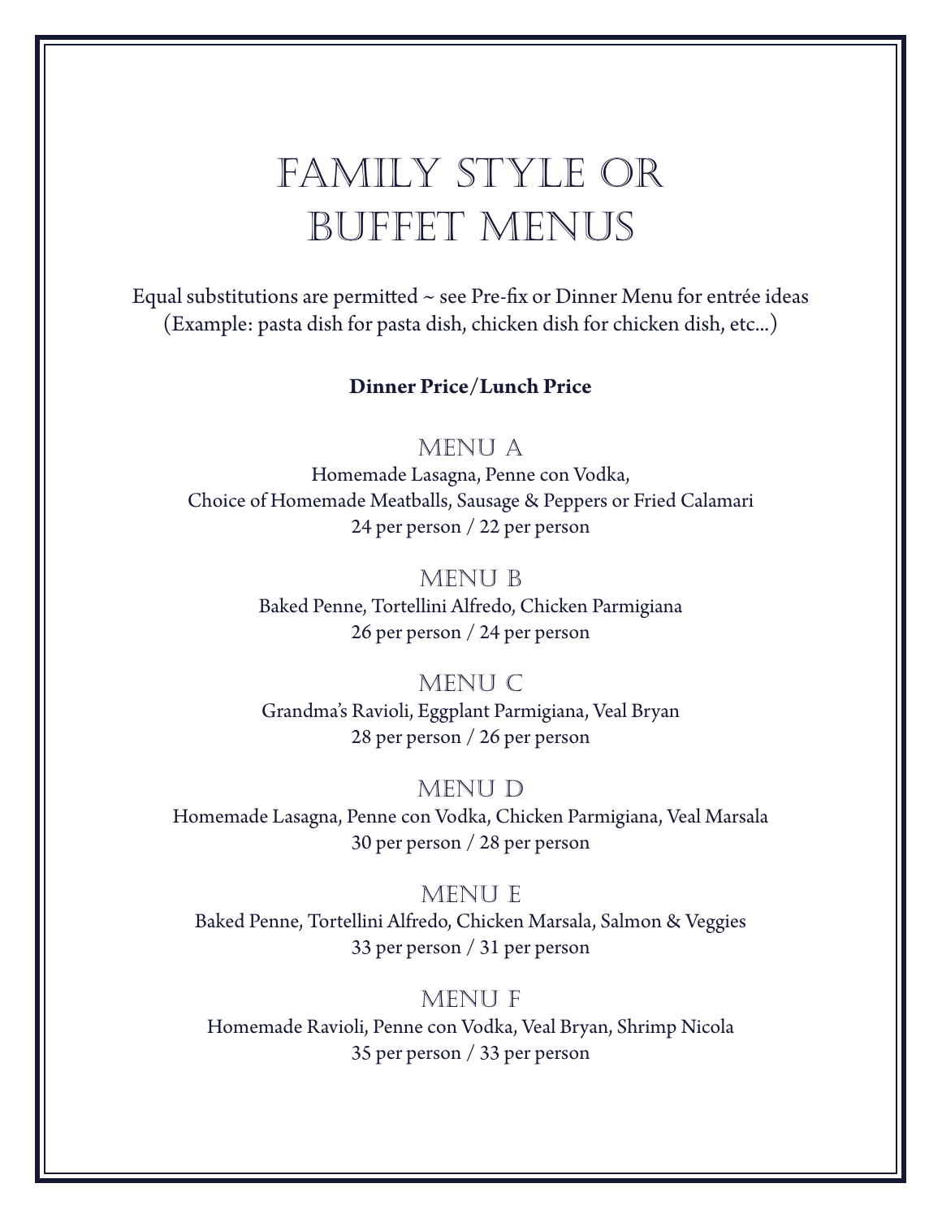# FAMILY STYLE OR BUFFET MENUS

Equal substitutions are permitted ~ see Pre-fix or Dinner Menu for entrée ideas
(Example: pasta dish for pasta dish, chicken dish for chicken dish, etc...)

**Dinner Price/Lunch Price**

## MENU A

Homemade Lasagna, Penne con Vodka,
Choice of Homemade Meatballs, Sausage & Peppers or Fried Calamari
24 per person / 22 per person

## MENU B

Baked Penne, Tortellini Alfredo, Chicken Parmigiana
26 per person / 24 per person

## MENU C

Grandma's Ravioli, Eggplant Parmigiana, Veal Bryan
28 per person / 26 per person

## MENU D

Homemade Lasagna, Penne con Vodka, Chicken Parmigiana, Veal Marsala
30 per person / 28 per person

## MENU E

Baked Penne, Tortellini Alfredo, Chicken Marsala, Salmon & Veggies
33 per person / 31 per person

## MENU F

Homemade Ravioli, Penne con Vodka, Veal Bryan, Shrimp Nicola
35 per person / 33 per person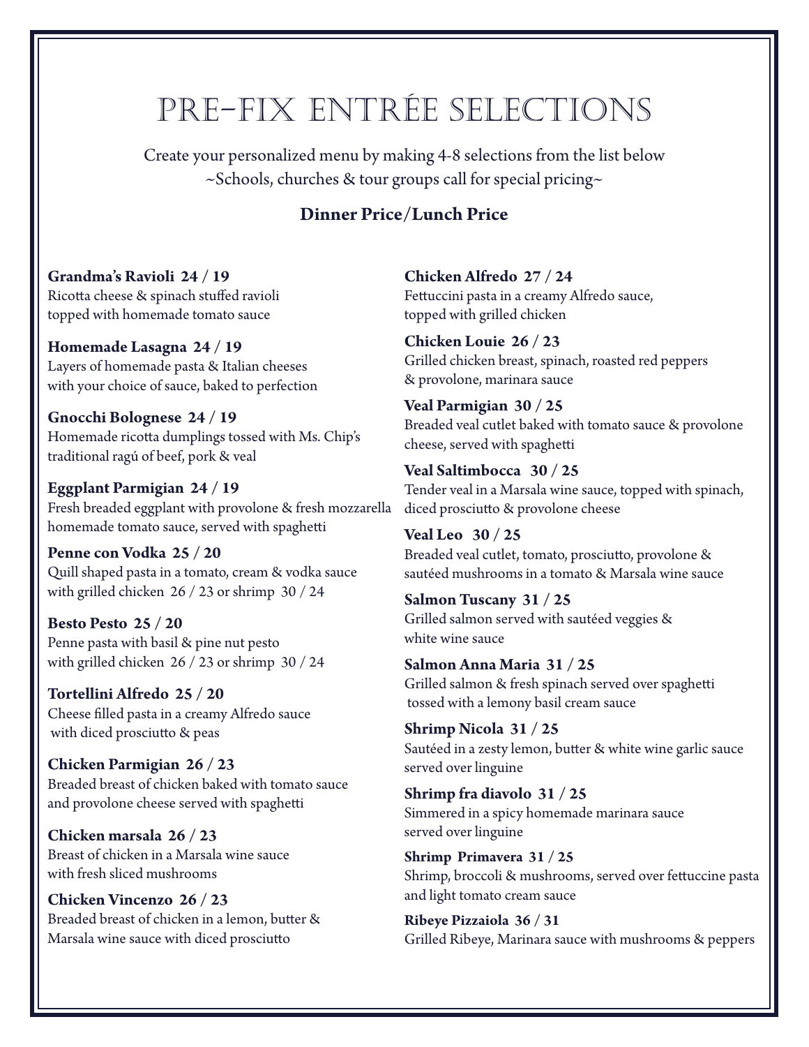# Pre-Fix Entrée Selections

Create your personalized menu by making 4-8 selections from the list below
~Schools, churches & tour groups call for special pricing~

**Dinner Price/Lunch Price**

**Grandma's Ravioli 24 / 19**
Ricotta cheese & spinach stuffed ravioli
topped with homemade tomato sauce

**Homemade Lasagna 24 / 19**
Layers of homemade pasta & Italian cheeses
with your choice of sauce, baked to perfection

**Gnocchi Bolognese 24 / 19**
Homemade ricotta dumplings tossed with Ms. Chip's
traditional ragú of beef, pork & veal

**Eggplant Parmigian 24 / 19**
Fresh breaded eggplant with provolone & fresh mozzarella
homemade tomato sauce, served with spaghetti

**Penne con Vodka 25 / 20**
Quill shaped pasta in a tomato, cream & vodka sauce
with grilled chicken 26 / 23 or shrimp 30 / 24

**Besto Pesto 25 / 20**
Penne pasta with basil & pine nut pesto
with grilled chicken 26 / 23 or shrimp 30 / 24

**Tortellini Alfredo 25 / 20**
Cheese filled pasta in a creamy Alfredo sauce
with diced prosciutto & peas

**Chicken Parmigian 26 / 23**
Breaded breast of chicken baked with tomato sauce
and provolone cheese served with spaghetti

**Chicken marsala 26 / 23**
Breast of chicken in a Marsala wine sauce
with fresh sliced mushrooms

**Chicken Vincenzo 26 / 23**
Breaded breast of chicken in a lemon, butter &
Marsala wine sauce with diced prosciutto

**Chicken Alfredo 27 / 24**
Fettuccini pasta in a creamy Alfredo sauce,
topped with grilled chicken

**Chicken Louie 26 / 23**
Grilled chicken breast, spinach, roasted red peppers
& provolone, marinara sauce

**Veal Parmigian 30 / 25**
Breaded veal cutlet baked with tomato sauce & provolone
cheese, served with spaghetti

**Veal Saltimbocca 30 / 25**
Tender veal in a Marsala wine sauce, topped with spinach,
diced prosciutto & provolone cheese

**Veal Leo 30 / 25**
Breaded veal cutlet, tomato, prosciutto, provolone &
sautéed mushrooms in a tomato & Marsala wine sauce

**Salmon Tuscany 31 / 25**
Grilled salmon served with sautéed veggies &
white wine sauce

**Salmon Anna Maria 31 / 25**
Grilled salmon & fresh spinach served over spaghetti
tossed with a lemony basil cream sauce

**Shrimp Nicola 31 / 25**
Sautéed in a zesty lemon, butter & white wine garlic sauce
served over linguine

**Shrimp fra diavolo 31 / 25**
Simmered in a spicy homemade marinara sauce
served over linguine

**Shrimp Primavera 31 / 25**
Shrimp, broccoli & mushrooms, served over fettuccine pasta
and light tomato cream sauce

**Ribeye Pizzaiola 36 / 31**
Grilled Ribeye, Marinara sauce with mushrooms & peppers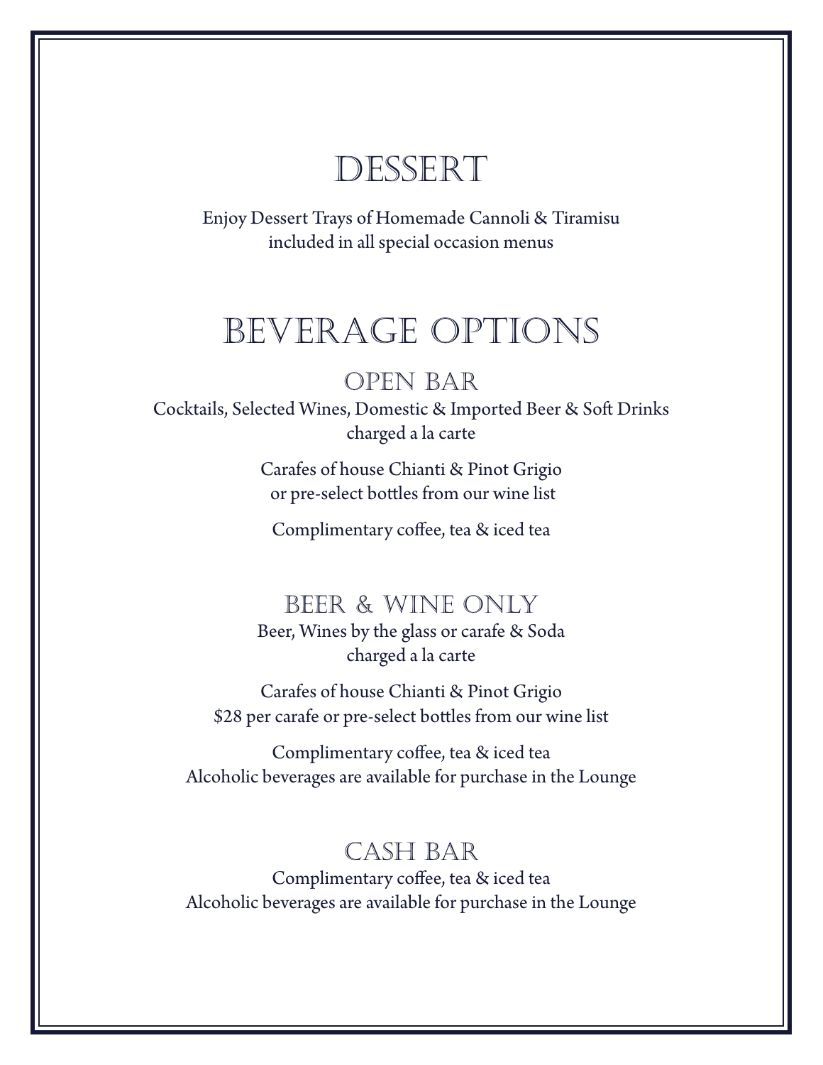# DESSERT

Enjoy Dessert Trays of Homemade Cannoli & Tiramisu
included in all special occasion menus

# BEVERAGE OPTIONS

## OPEN BAR

Cocktails, Selected Wines, Domestic & Imported Beer & Soft Drinks
charged a la carte

Carafes of house Chianti & Pinot Grigio
or pre-select bottles from our wine list

Complimentary coffee, tea & iced tea

## BEER & WINE ONLY

Beer, Wines by the glass or carafe & Soda
charged a la carte

Carafes of house Chianti & Pinot Grigio
$28 per carafe or pre-select bottles from our wine list

Complimentary coffee, tea & iced tea
Alcoholic beverages are available for purchase in the Lounge

## CASH BAR

Complimentary coffee, tea & iced tea
Alcoholic beverages are available for purchase in the Lounge